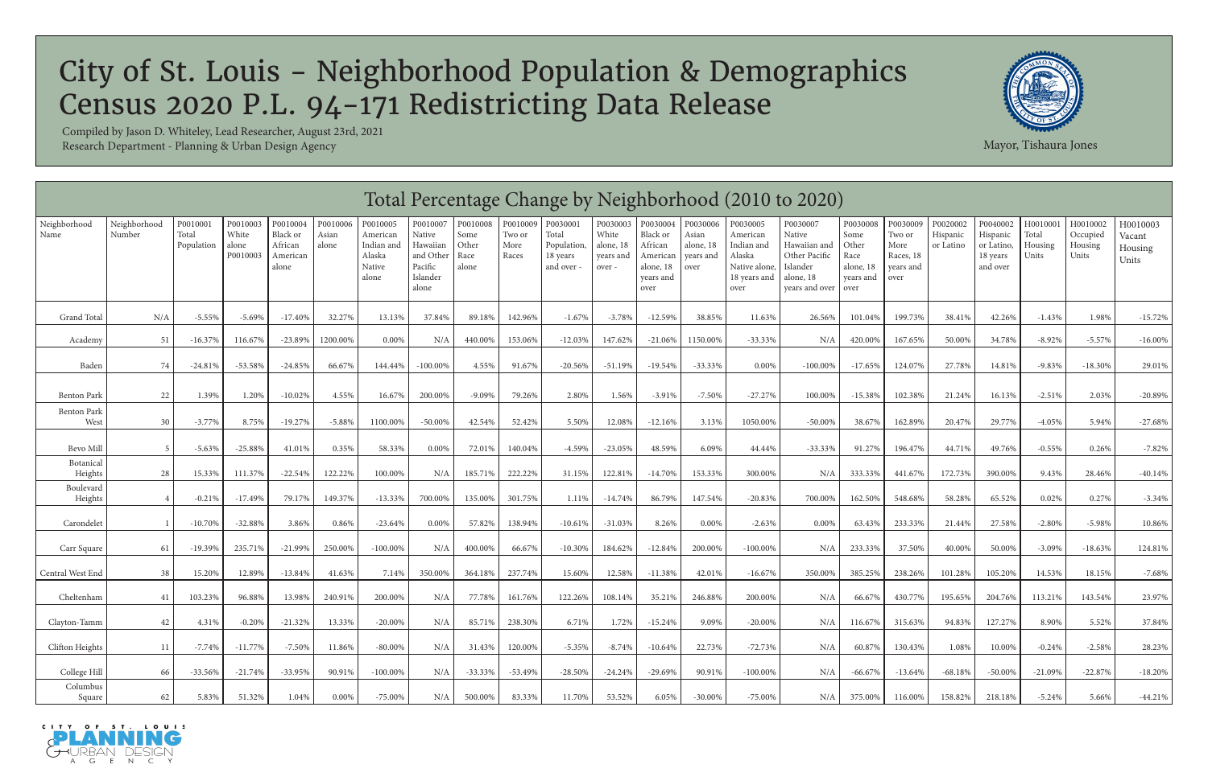# City of St. Louis - Neighborhood Population & Demographics
# Census 2020 P.L. 94-171 Redistricting Data Release

Compiled by Jason D. Whiteley, Lead Researcher, August 23rd, 2021
Research Department - Planning & Urban Design Agency

Mayor, Tishaura Jones

## Total Percentage Change by Neighborhood (2010 to 2020)

| Neighborhood Name | Neighborhood Number | P0010001 Total Population | P0010003 White alone P0010003 | P0010004 Black or African American alone | P0010006 Asian alone | P0010005 American Indian and Alaska Native alone | P0010007 Native Hawaiian and Other Pacific Islander alone | P0010008 Some Other Race alone | P0010009 Two or More Races | P0030001 Total Population, 18 years and over - | P0030003 White alone, 18 years and over - | P0030004 Black or African American alone, 18 years and over | P0030006 Asian alone, 18 years and over | P0030005 American Indian and Alaska Native alone, 18 years and over | P0030007 Native Hawaiian and Other Pacific Islander alone, 18 years and over | P0030008 Some Other Race alone, 18 years and over | P0030009 Two or More Races, 18 years and over | P0020002 Hispanic or Latino | P0040002 Hispanic or Latino, 18 years and over | H0010001 Total Housing Units | H0010002 Occupied Housing Units | H0010003 Vacant Housing Units |
|---|---|---|---|---|---|---|---|---|---|---|---|---|---|---|---|---|---|---|---|---|---|---|
| Grand Total | N/A | -5.55% | -5.69% | -17.40% | 32.27% | 13.13% | 37.84% | 89.18% | 142.96% | -1.67% | -3.78% | -12.59% | 38.85% | 11.63% | 26.56% | 101.04% | 199.73% | 38.41% | 42.26% | -1.43% | 1.98% | -15.72% |
| Academy | 51 | -16.37% | 116.67% | -23.89% | 1200.00% | 0.00% | N/A | 440.00% | 153.06% | -12.03% | 147.62% | -21.06% | 1150.00% | -33.33% | N/A | 420.00% | 167.65% | 50.00% | 34.78% | -8.92% | -5.57% | -16.00% |
| Baden | 74 | -24.81% | -53.58% | -24.85% | 66.67% | 144.44% | -100.00% | 4.55% | 91.67% | -20.56% | -51.19% | -19.54% | -33.33% | 0.00% | -100.00% | -17.65% | 124.07% | 27.78% | 14.81% | -9.83% | -18.30% | 29.01% |
| Benton Park | 22 | 1.39% | 1.20% | -10.02% | 4.55% | 16.67% | 200.00% | -9.09% | 79.26% | 2.80% | 1.56% | -3.91% | -7.50% | -27.27% | 100.00% | -15.38% | 102.38% | 21.24% | 16.13% | -2.51% | 2.03% | -20.89% |
| Benton Park West | 30 | -3.77% | 8.75% | -19.27% | -5.88% | 1100.00% | -50.00% | 42.54% | 52.42% | 5.50% | 12.08% | -12.16% | 3.13% | 1050.00% | -50.00% | 38.67% | 162.89% | 20.47% | 29.77% | -4.05% | 5.94% | -27.68% |
| Bevo Mill | 5 | -5.63% | -25.88% | 41.01% | 0.35% | 58.33% | 0.00% | 72.01% | 140.04% | -4.59% | -23.05% | 48.59% | 6.09% | 44.44% | -33.33% | 91.27% | 196.47% | 44.71% | 49.76% | -0.55% | 0.26% | -7.82% |
| Botanical Heights | 28 | 15.33% | 111.37% | -22.54% | 122.22% | 100.00% | N/A | 185.71% | 222.22% | 31.15% | 122.81% | -14.70% | 153.33% | 300.00% | N/A | 333.33% | 441.67% | 172.73% | 390.00% | 9.43% | 28.46% | -40.14% |
| Boulevard Heights | 4 | -0.21% | -17.49% | 79.17% | 149.37% | -13.33% | 700.00% | 135.00% | 301.75% | 1.11% | -14.74% | 86.79% | 147.54% | -20.83% | 700.00% | 162.50% | 548.68% | 58.28% | 65.52% | 0.02% | 0.27% | -3.34% |
| Carondelet | 1 | -10.70% | -32.88% | 3.86% | 0.86% | -23.64% | 0.00% | 57.82% | 138.94% | -10.61% | -31.03% | 8.26% | 0.00% | -2.63% | 0.00% | 63.43% | 233.33% | 21.44% | 27.58% | -2.80% | -5.98% | 10.86% |
| Carr Square | 61 | -19.39% | 235.71% | -21.99% | 250.00% | -100.00% | N/A | 400.00% | 66.67% | -10.30% | 184.62% | -12.84% | 200.00% | -100.00% | N/A | 233.33% | 37.50% | 40.00% | 50.00% | -3.09% | -18.63% | 124.81% |
| Central West End | 38 | 15.20% | 12.89% | -13.84% | 41.63% | 7.14% | 350.00% | 364.18% | 237.74% | 15.60% | 12.58% | -11.38% | 42.01% | -16.67% | 350.00% | 385.25% | 238.26% | 101.28% | 105.20% | 14.53% | 18.15% | -7.68% |
| Cheltenham | 41 | 103.23% | 96.88% | 13.98% | 240.91% | 200.00% | N/A | 77.78% | 161.76% | 122.26% | 108.14% | 35.21% | 246.88% | 200.00% | N/A | 66.67% | 430.77% | 195.65% | 204.76% | 113.21% | 143.54% | 23.97% |
| Clayton-Tamm | 42 | 4.31% | -0.20% | -21.32% | 13.33% | -20.00% | N/A | 85.71% | 238.30% | 6.71% | 1.72% | -15.24% | 9.09% | -20.00% | N/A | 116.67% | 315.63% | 94.83% | 127.27% | 8.90% | 5.52% | 37.84% |
| Clifton Heights | 11 | -7.74% | -11.77% | -7.50% | 11.86% | -80.00% | N/A | 31.43% | 120.00% | -5.35% | -8.74% | -10.64% | 22.73% | -72.73% | N/A | 60.87% | 130.43% | 1.08% | 10.00% | -0.24% | -2.58% | 28.23% |
| College Hill | 66 | -33.56% | -21.74% | -33.95% | 90.91% | -100.00% | N/A | -33.33% | -53.49% | -28.50% | -24.24% | -29.69% | 90.91% | -100.00% | N/A | -66.67% | -13.64% | -68.18% | -50.00% | -21.09% | -22.87% | -18.20% |
| Columbus Square | 62 | 5.83% | 51.32% | 1.04% | 0.00% | -75.00% | N/A | 500.00% | 83.33% | 11.70% | 53.52% | 6.05% | -30.00% | -75.00% | N/A | 375.00% | 116.00% | 158.82% | 218.18% | -5.24% | 5.66% | -44.21% |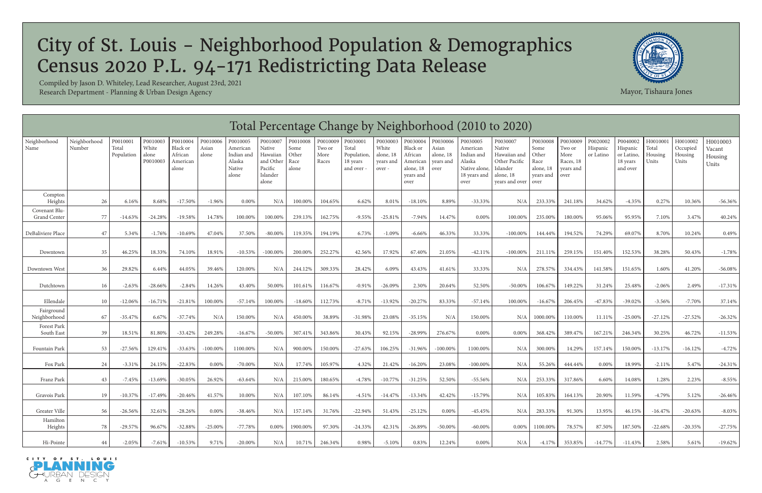# City of St. Louis - Neighborhood Population & Demographics Census 2020 P.L. 94-171 Redistricting Data Release

Compiled by Jason D. Whiteley, Lead Researcher, August 23rd, 2021
Research Department - Planning & Urban Design Agency

Mayor, Tishaura Jones

## Total Percentage Change by Neighborhood (2010 to 2020)

| Neighborhood Name | Neighborhood Number | P0010001 Total Population | P0010003 White alone P0010003 | P0010004 Black or African American alone | P0010006 Asian alone | P0010005 American Indian and Alaska Native alone | P0010007 Native Hawaiian and Other Pacific Islander alone | P0010008 Some Other Race alone | P0010009 Two or More Races | P0030001 Total Population, 18 years and over - | P0030003 White alone, 18 years and over - | P0030004 Black or African American alone, 18 years and over | P0030006 Asian alone, 18 years and over | P0030005 American Indian and Alaska Native alone, 18 years and over | P0030007 Native Hawaiian and Other Pacific Islander alone, 18 years and over | P0030008 Some Other Race alone, 18 years and over | P0030009 Two or More Races, 18 years and over | P0020002 Hispanic or Latino | P0040002 Hispanic or Latino, 18 years and over | H0010001 Total Housing Units | H0010002 Occupied Housing Units | H0010003 Vacant Housing Units |
|---|---|---|---|---|---|---|---|---|---|---|---|---|---|---|---|---|---|---|---|---|---|---|
| Compton Heights | 26 | 6.16% | 8.68% | -17.50% | -1.96% | 0.00% | N/A | 100.00% | 104.65% | 6.62% | 8.01% | -18.10% | 8.89% | -33.33% | N/A | 233.33% | 241.18% | 34.62% | -4.35% | 0.27% | 10.36% | -56.36% |
| Covenant Blu-Grand Center | 77 | -14.63% | -24.28% | -19.58% | 14.78% | 100.00% | 100.00% | 239.13% | 162.75% | -9.55% | -25.81% | -7.94% | 14.47% | 0.00% | 100.00% | 235.00% | 180.00% | 95.06% | 95.95% | 7.10% | 3.47% | 40.24% |
| DeBaliviere Place | 47 | 5.34% | -1.76% | -10.69% | 47.04% | 37.50% | -80.00% | 119.35% | 194.19% | 6.73% | -1.09% | -6.66% | 46.33% | 33.33% | -100.00% | 144.44% | 194.52% | 74.29% | 69.07% | 8.70% | 10.24% | 0.49% |
| Downtown | 35 | 46.25% | 18.33% | 74.10% | 18.91% | -10.53% | -100.00% | 200.00% | 252.27% | 42.56% | 17.92% | 67.40% | 21.05% | -42.11% | -100.00% | 211.11% | 259.15% | 151.40% | 152.53% | 38.28% | 50.43% | -1.78% |
| Downtown West | 36 | 29.82% | 6.44% | 44.05% | 39.46% | 120.00% | N/A | 244.12% | 309.33% | 28.42% | 6.09% | 43.43% | 41.61% | 33.33% | N/A | 278.57% | 334.43% | 141.58% | 151.65% | 1.60% | 41.20% | -56.08% |
| Dutchtown | 16 | -2.63% | -28.66% | -2.84% | 14.26% | 43.40% | 50.00% | 101.61% | 116.67% | -0.91% | -26.09% | 2.30% | 20.64% | 52.50% | -50.00% | 106.67% | 149.22% | 31.24% | 25.48% | -2.06% | 2.49% | -17.31% |
| Ellendale | 10 | -12.06% | -16.71% | -21.81% | 100.00% | -57.14% | 100.00% | -18.60% | 112.73% | -8.71% | -13.92% | -20.27% | 83.33% | -57.14% | 100.00% | -16.67% | 206.45% | -47.83% | -39.02% | -3.56% | -7.70% | 37.14% |
| Fairground Neighborhood | 67 | -35.47% | 6.67% | -37.74% | N/A | 150.00% | N/A | 450.00% | 38.89% | -31.98% | 23.08% | -35.15% | N/A | 150.00% | N/A | 1000.00% | 110.00% | 11.11% | -25.00% | -27.12% | -27.52% | -26.32% |
| Forest Park South East | 39 | 18.51% | 81.80% | -33.42% | 249.28% | -16.67% | -50.00% | 307.41% | 343.86% | 30.43% | 92.15% | -28.99% | 276.67% | 0.00% | 0.00% | 368.42% | 389.47% | 167.21% | 246.34% | 30.25% | 46.72% | -11.53% |
| Fountain Park | 53 | -27.56% | 129.41% | -33.63% | -100.00% | 1100.00% | N/A | 900.00% | 150.00% | -27.63% | 106.25% | -31.96% | -100.00% | 1100.00% | N/A | 300.00% | 14.29% | 157.14% | 150.00% | -13.17% | -16.12% | -4.72% |
| Fox Park | 24 | -3.31% | 24.15% | -22.83% | 0.00% | -70.00% | N/A | 17.74% | 105.97% | 4.32% | 21.42% | -16.20% | 23.08% | -100.00% | N/A | 55.26% | 444.44% | 0.00% | 18.99% | -2.11% | 5.47% | -24.31% |
| Franz Park | 43 | -7.45% | -13.69% | -30.05% | 26.92% | -63.64% | N/A | 215.00% | 180.65% | -4.78% | -10.77% | -31.25% | 52.50% | -55.56% | N/A | 253.33% | 317.86% | 6.60% | 14.08% | 1.28% | 2.23% | -8.55% |
| Gravois Park | 19 | -10.37% | -17.49% | -20.46% | 41.57% | 10.00% | N/A | 107.10% | 86.14% | -4.51% | -14.47% | -13.34% | 42.42% | -15.79% | N/A | 105.83% | 164.13% | 20.90% | 11.59% | -4.79% | 5.12% | -26.46% |
| Greater Ville | 56 | -26.56% | 32.61% | -28.26% | 0.00% | -38.46% | N/A | 157.14% | 31.76% | -22.94% | 51.43% | -25.12% | 0.00% | -45.45% | N/A | 283.33% | 91.30% | 13.95% | 46.15% | -16.47% | -20.63% | -8.03% |
| Hamilton Heights | 78 | -29.57% | 96.67% | -32.88% | -25.00% | -77.78% | 0.00% | 1900.00% | 97.30% | -24.33% | 42.31% | -26.89% | -50.00% | -60.00% | 0.00% | 1100.00% | 78.57% | 87.50% | 187.50% | -22.68% | -20.35% | -27.75% |
| Hi-Pointe | 44 | -2.05% | -7.61% | -10.53% | 9.71% | -20.00% | N/A | 10.71% | 246.34% | 0.98% | -5.10% | 0.83% | 12.24% | 0.00% | N/A | -4.17% | 353.85% | -14.77% | -11.43% | 2.58% | 5.61% | -19.62% |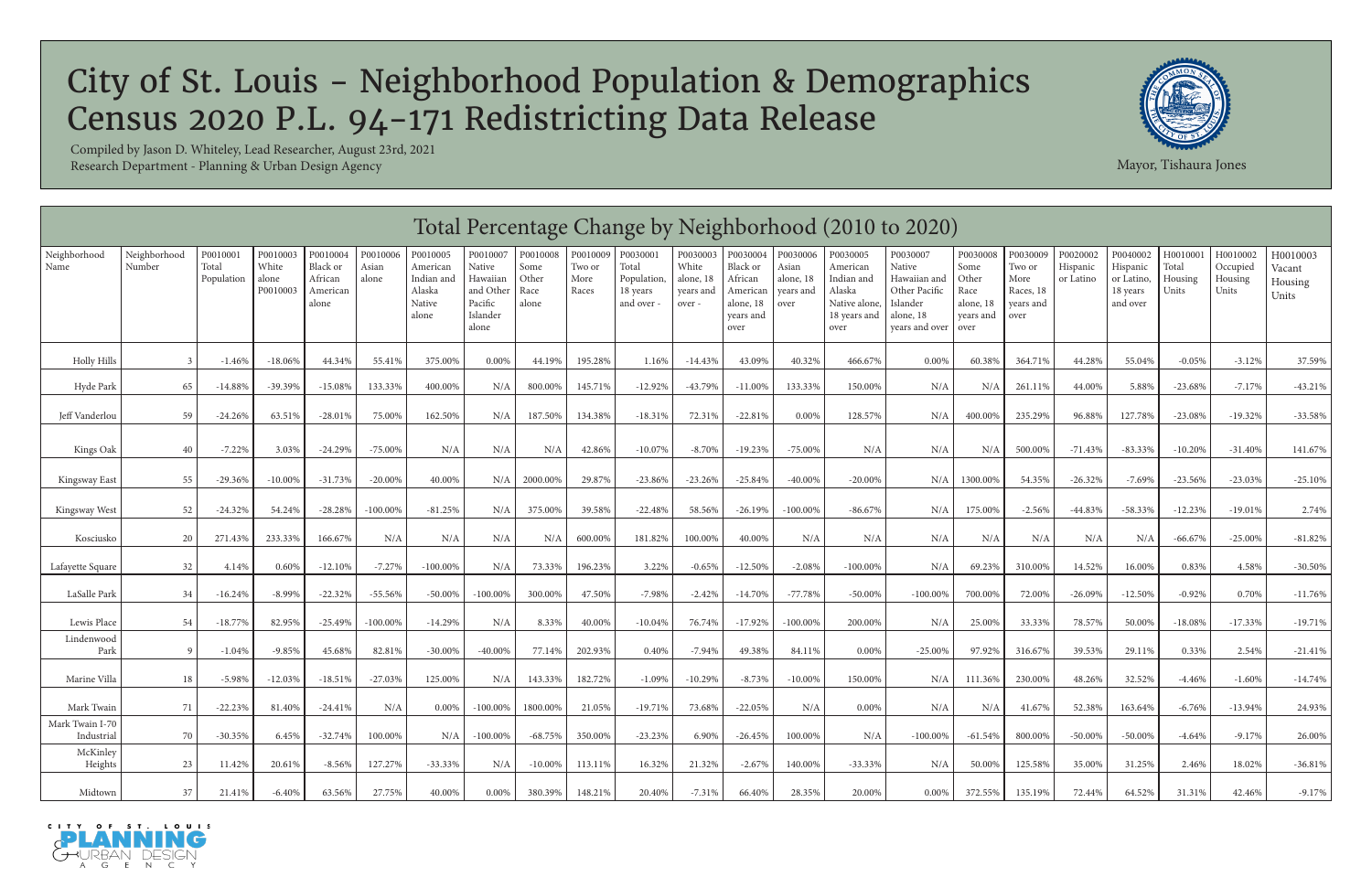# City of St. Louis - Neighborhood Population & Demographics
# Census 2020 P.L. 94-171 Redistricting Data Release

Compiled by Jason D. Whiteley, Lead Researcher, August 23rd, 2021
Research Department - Planning & Urban Design Agency

Mayor, Tishaura Jones

## Total Percentage Change by Neighborhood (2010 to 2020)

| Neighborhood Name | Neighborhood Number | P0010001 Total Population | P0010003 White alone P0010003 | P0010004 Black or African American alone | P0010006 Asian alone | P0010005 American Indian and Alaska Native alone | P0010007 Native Hawaiian and Other Pacific Islander alone | P0010008 Some Other Race alone | P0010009 Two or More Races | P0030001 Total Population, 18 years and over - | P0030003 White alone, 18 years and over - | P0030004 Black or African American alone, 18 years and over | P0030006 Asian alone, 18 years and over | P0030005 American Indian and Alaska Native alone, 18 years and over | P0030007 Native Hawaiian and Other Pacific Islander alone, 18 years and over | P0030008 Some Other Race alone, 18 years and over | P0030009 Two or More Races, 18 years and over | P0020002 Hispanic or Latino | P0040002 Hispanic or Latino, 18 years and over | H0010001 Total Housing Units | H0010002 Occupied Housing Units | H0010003 Vacant Housing Units |
|---|---|---|---|---|---|---|---|---|---|---|---|---|---|---|---|---|---|---|---|---|---|---|
| Holly Hills | 3 | -1.46% | -18.06% | 44.34% | 55.41% | 375.00% | 0.00% | 44.19% | 195.28% | 1.16% | -14.43% | 43.09% | 40.32% | 466.67% | 0.00% | 60.38% | 364.71% | 44.28% | 55.04% | -0.05% | -3.12% | 37.59% |
| Hyde Park | 65 | -14.88% | -39.39% | -15.08% | 133.33% | 400.00% | N/A | 800.00% | 145.71% | -12.92% | -43.79% | -11.00% | 133.33% | 150.00% | N/A | N/A | 261.11% | 44.00% | 5.88% | -23.68% | -7.17% | -43.21% |
| Jeff Vanderlou | 59 | -24.26% | 63.51% | -28.01% | 75.00% | 162.50% | N/A | 187.50% | 134.38% | -18.31% | 72.31% | -22.81% | 0.00% | 128.57% | N/A | 400.00% | 235.29% | 96.88% | 127.78% | -23.08% | -19.32% | -33.58% |
| Kings Oak | 40 | -7.22% | 3.03% | -24.29% | -75.00% | N/A | N/A | N/A | 42.86% | -10.07% | -8.70% | -19.23% | -75.00% | N/A | N/A | N/A | 500.00% | -71.43% | -83.33% | -10.20% | -31.40% | 141.67% |
| Kingsway East | 55 | -29.36% | -10.00% | -31.73% | -20.00% | 40.00% | N/A | 2000.00% | 29.87% | -23.86% | -23.26% | -25.84% | -40.00% | -20.00% | N/A | 1300.00% | 54.35% | -26.32% | -7.69% | -23.56% | -23.03% | -25.10% |
| Kingsway West | 52 | -24.32% | 54.24% | -28.28% | -100.00% | -81.25% | N/A | 375.00% | 39.58% | -22.48% | 58.56% | -26.19% | -100.00% | -86.67% | N/A | 175.00% | -2.56% | -44.83% | -58.33% | -12.23% | -19.01% | 2.74% |
| Kosciusko | 20 | 271.43% | 233.33% | 166.67% | N/A | N/A | N/A | N/A | 600.00% | 181.82% | 100.00% | 40.00% | N/A | N/A | N/A | N/A | N/A | N/A | N/A | -66.67% | -25.00% | -81.82% |
| Lafayette Square | 32 | 4.14% | 0.60% | -12.10% | -7.27% | -100.00% | N/A | 73.33% | 196.23% | 3.22% | -0.65% | -12.50% | -2.08% | -100.00% | N/A | 69.23% | 310.00% | 14.52% | 16.00% | 0.83% | 4.58% | -30.50% |
| LaSalle Park | 34 | -16.24% | -8.99% | -22.32% | -55.56% | -50.00% | -100.00% | 300.00% | 47.50% | -7.98% | -2.42% | -14.70% | -77.78% | -50.00% | -100.00% | 700.00% | 72.00% | -26.09% | -12.50% | -0.92% | 0.70% | -11.76% |
| Lewis Place | 54 | -18.77% | 82.95% | -25.49% | -100.00% | -14.29% | N/A | 8.33% | 40.00% | -10.04% | 76.74% | -17.92% | -100.00% | 200.00% | N/A | 25.00% | 33.33% | 78.57% | 50.00% | -18.08% | -17.33% | -19.71% |
| Lindenwood Park | 9 | -1.04% | -9.85% | 45.68% | 82.81% | -30.00% | -40.00% | 77.14% | 202.93% | 0.40% | -7.94% | 49.38% | 84.11% | 0.00% | -25.00% | 97.92% | 316.67% | 39.53% | 29.11% | 0.33% | 2.54% | -21.41% |
| Marine Villa | 18 | -5.98% | -12.03% | -18.51% | -27.03% | 125.00% | N/A | 143.33% | 182.72% | -1.09% | -10.29% | -8.73% | -10.00% | 150.00% | N/A | 111.36% | 230.00% | 48.26% | 32.52% | -4.46% | -1.60% | -14.74% |
| Mark Twain | 71 | -22.23% | 81.40% | -24.41% | N/A | 0.00% | -100.00% | 1800.00% | 21.05% | -19.71% | 73.68% | -22.05% | N/A | 0.00% | N/A | N/A | 41.67% | 52.38% | 163.64% | -6.76% | -13.94% | 24.93% |
| Mark Twain I-70 Industrial | 70 | -30.35% | 6.45% | -32.74% | 100.00% | N/A | -100.00% | -68.75% | 350.00% | -23.23% | 6.90% | -26.45% | 100.00% | N/A | -100.00% | -61.54% | 800.00% | -50.00% | -50.00% | -4.64% | -9.17% | 26.00% |
| McKinley Heights | 23 | 11.42% | 20.61% | -8.56% | 127.27% | -33.33% | N/A | -10.00% | 113.11% | 16.32% | 21.32% | -2.67% | 140.00% | -33.33% | N/A | 50.00% | 125.58% | 35.00% | 31.25% | 2.46% | 18.02% | -36.81% |
| Midtown | 37 | 21.41% | -6.40% | 63.56% | 27.75% | 40.00% | 0.00% | 380.39% | 148.21% | 20.40% | -7.31% | 66.40% | 28.35% | 20.00% | 0.00% | 372.55% | 135.19% | 72.44% | 64.52% | 31.31% | 42.46% | -9.17% |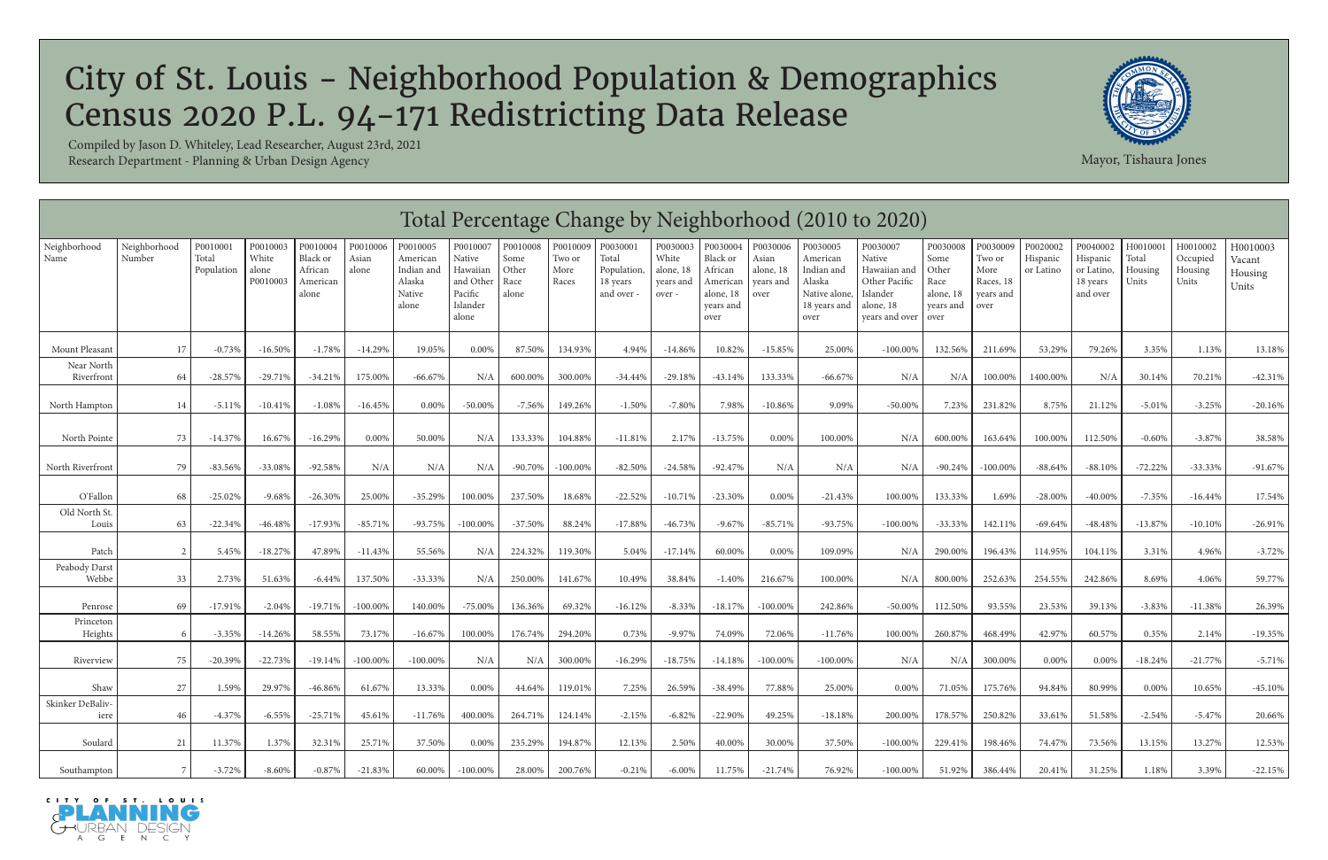# City of St. Louis - Neighborhood Population & Demographics
# Census 2020 P.L. 94-171 Redistricting Data Release

Compiled by Jason D. Whiteley, Lead Researcher, August 23rd, 2021
Research Department - Planning & Urban Design Agency

Mayor, Tishaura Jones

## Total Percentage Change by Neighborhood (2010 to 2020)

| Neighborhood Name | Neighborhood Number | P0010001 Total Population | P0010003 White alone P0010003 | P0010004 Black or African American alone | P0010006 Asian alone | P0010005 American Indian and Alaska Native alone | P0010007 Native Hawaiian and Other Pacific Islander alone | P0010008 Some Other Race alone | P0010009 Two or More Races | P0030001 Total Population, 18 years and over - | P0030003 White alone, 18 years and over - | P0030004 Black or African American alone, 18 years and over | P0030006 Asian alone, 18 years and over | P0030005 American Indian and Alaska Native alone, 18 years and over | P0030007 Native Hawaiian and Other Pacific Islander alone, 18 years and over | P0030008 Some Other Race alone, 18 years and over | P0030009 Two or More Races, 18 years and over | P0020002 Hispanic or Latino | P0040002 Hispanic or Latino, 18 years and over | H0010001 Total Housing Units | H0010002 Occupied Housing Units | H0010003 Vacant Housing Units |
|---|---|---|---|---|---|---|---|---|---|---|---|---|---|---|---|---|---|---|---|---|---|---|
| Mount Pleasant | 17 | -0.73% | -16.50% | -1.78% | -14.29% | 19.05% | 0.00% | 87.50% | 134.93% | 4.94% | -14.86% | 10.82% | -15.85% | 25.00% | -100.00% | 132.56% | 211.69% | 53.29% | 79.26% | 3.35% | 1.13% | 13.18% |
| Near North Riverfront | 64 | -28.57% | -29.71% | -34.21% | 175.00% | -66.67% | N/A | 600.00% | 300.00% | -34.44% | -29.18% | -43.14% | 133.33% | -66.67% | N/A | N/A | 100.00% | 1400.00% | N/A | 30.14% | 70.21% | -42.31% |
| North Hampton | 14 | -5.11% | -10.41% | -1.08% | -16.45% | 0.00% | -50.00% | -7.56% | 149.26% | -1.50% | -7.80% | 7.98% | -10.86% | 9.09% | -50.00% | 7.23% | 231.82% | 8.75% | 21.12% | -5.01% | -3.25% | -20.16% |
| North Pointe | 73 | -14.37% | 16.67% | -16.29% | 0.00% | 50.00% | N/A | 133.33% | 104.88% | -11.81% | 2.17% | -13.75% | 0.00% | 100.00% | N/A | 600.00% | 163.64% | 100.00% | 112.50% | -0.60% | -3.87% | 38.58% |
| North Riverfront | 79 | -83.56% | -33.08% | -92.58% | N/A | N/A | N/A | -90.70% | -100.00% | -82.50% | -24.58% | -92.47% | N/A | N/A | N/A | -90.24% | -100.00% | -88.64% | -88.10% | -72.22% | -33.33% | -91.67% |
| O'Fallon | 68 | -25.02% | -9.68% | -26.30% | 25.00% | -35.29% | 100.00% | 237.50% | 18.68% | -22.52% | -10.71% | -23.30% | 0.00% | -21.43% | 100.00% | 133.33% | 1.69% | -28.00% | -40.00% | -7.35% | -16.44% | 17.54% |
| Old North St. Louis | 63 | -22.34% | -46.48% | -17.93% | -85.71% | -93.75% | -100.00% | -37.50% | 88.24% | -17.88% | -46.73% | -9.67% | -85.71% | -93.75% | -100.00% | -33.33% | 142.11% | -69.64% | -48.48% | -13.87% | -10.10% | -26.91% |
| Patch | 2 | 5.45% | -18.27% | 47.89% | -11.43% | 55.56% | N/A | 224.32% | 119.30% | 5.04% | -17.14% | 60.00% | 0.00% | 109.09% | N/A | 290.00% | 196.43% | 114.95% | 104.11% | 3.31% | 4.96% | -3.72% |
| Peabody Darst Webbe | 33 | 2.73% | 51.63% | -6.44% | 137.50% | -33.33% | N/A | 250.00% | 141.67% | 10.49% | 38.84% | -1.40% | 216.67% | 100.00% | N/A | 800.00% | 252.63% | 254.55% | 242.86% | 8.69% | 4.06% | 59.77% |
| Penrose | 69 | -17.91% | -2.04% | -19.71% | -100.00% | 140.00% | -75.00% | 136.36% | 69.32% | -16.12% | -8.33% | -18.17% | -100.00% | 242.86% | -50.00% | 112.50% | 93.55% | 23.53% | 39.13% | -3.83% | -11.38% | 26.39% |
| Princeton Heights | 6 | -3.35% | -14.26% | 58.55% | 73.17% | -16.67% | 100.00% | 176.74% | 294.20% | 0.73% | -9.97% | 74.09% | 72.06% | -11.76% | 100.00% | 260.87% | 468.49% | 42.97% | 60.57% | 0.35% | 2.14% | -19.35% |
| Riverview | 75 | -20.39% | -22.73% | -19.14% | -100.00% | -100.00% | N/A | N/A | 300.00% | -16.29% | -18.75% | -14.18% | -100.00% | -100.00% | N/A | N/A | 300.00% | 0.00% | 0.00% | -18.24% | -21.77% | -5.71% |
| Shaw | 27 | 1.59% | 29.97% | -46.86% | 61.67% | 13.33% | 0.00% | 44.64% | 119.01% | 7.25% | 26.59% | -38.49% | 77.88% | 25.00% | 0.00% | 71.05% | 175.76% | 94.84% | 80.99% | 0.00% | 10.65% | -45.10% |
| Skinker DeBaliviere | 46 | -4.37% | -6.55% | -25.71% | 45.61% | -11.76% | 400.00% | 264.71% | 124.14% | -2.15% | -6.82% | -22.90% | 49.25% | -18.18% | 200.00% | 178.57% | 250.82% | 33.61% | 51.58% | -2.54% | -5.47% | 20.66% |
| Soulard | 21 | 11.37% | 1.37% | 32.31% | 25.71% | 37.50% | 0.00% | 235.29% | 194.87% | 12.13% | 2.50% | 40.00% | 30.00% | 37.50% | -100.00% | 229.41% | 198.46% | 74.47% | 73.56% | 13.15% | 13.27% | 12.53% |
| Southampton | 7 | -3.72% | -8.60% | -0.87% | -21.83% | 60.00% | -100.00% | 28.00% | 200.76% | -0.21% | -6.00% | 11.75% | -21.74% | 76.92% | -100.00% | 51.92% | 386.44% | 20.41% | 31.25% | 1.18% | 3.39% | -22.15% |

CITY OF ST. LOUIS PLANNING & URBAN DESIGN AGENCY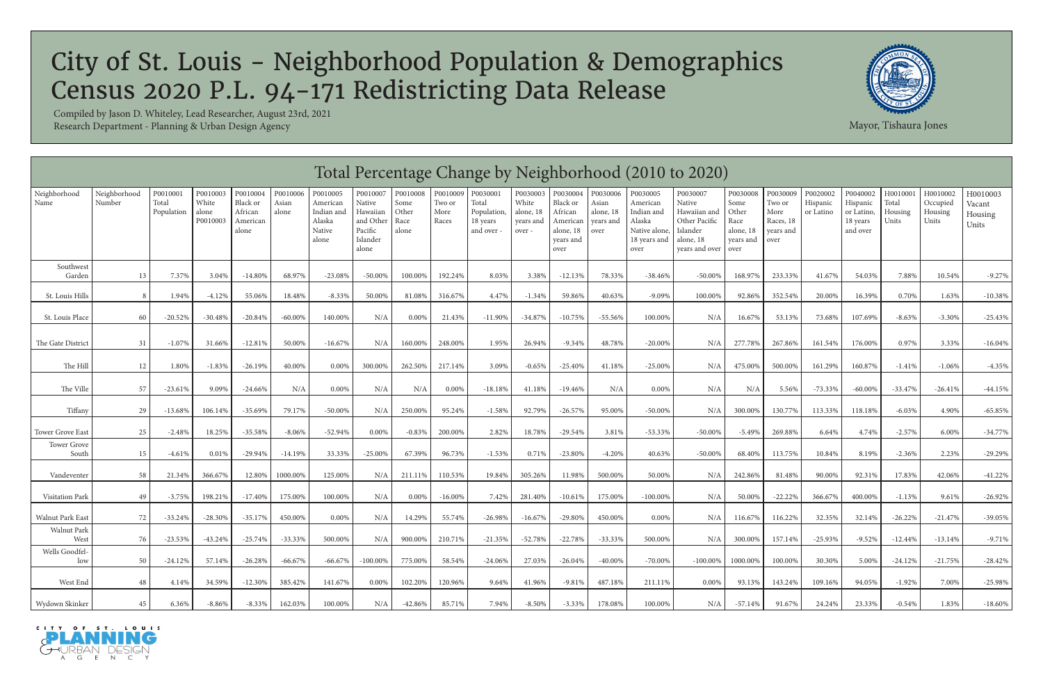# City of St. Louis - Neighborhood Population & Demographics Census 2020 P.L. 94-171 Redistricting Data Release

Compiled by Jason D. Whiteley, Lead Researcher, August 23rd, 2021
Research Department - Planning & Urban Design Agency

Mayor, Tishaura Jones

## Total Percentage Change by Neighborhood (2010 to 2020)

| Neighborhood Name | Neighborhood Number | P0010001 Total Population | P0010003 White alone P0010003 | P0010004 Black or African American alone | P0010006 Asian alone | P0010005 American Indian and Alaska Native alone | P0010007 Native Hawaiian and Other Pacific Islander alone | P0010008 Some Other Race alone | P0010009 Two or More Races | P0030001 Total Population, 18 years and over - | P0030003 White alone, 18 years and over - | P0030004 Black or African American alone, 18 years and over | P0030006 Asian alone, 18 years and over | P0030005 American Indian and Alaska Native alone, 18 years and over | P0030007 Native Hawaiian and Other Pacific Islander alone, 18 years and over | P0030008 Some Other Race alone, 18 years and over | P0030009 Two or More Races, 18 years and over | P0020002 Hispanic or Latino | P0040002 Hispanic or Latino, 18 years and over | H0010001 Total Housing Units | H0010002 Occupied Housing Units | H0010003 Vacant Housing Units |
|---|---|---|---|---|---|---|---|---|---|---|---|---|---|---|---|---|---|---|---|---|---|---|
| Southwest Garden | 13 | 7.37% | 3.04% | -14.80% | 68.97% | -23.08% | -50.00% | 100.00% | 192.24% | 8.03% | 3.38% | -12.13% | 78.33% | -38.46% | -50.00% | 168.97% | 233.33% | 41.67% | 54.03% | 7.88% | 10.54% | -9.27% |
| St. Louis Hills | 8 | 1.94% | -4.12% | 55.06% | 18.48% | -8.33% | 50.00% | 81.08% | 316.67% | 4.47% | -1.34% | 59.86% | 40.63% | -9.09% | 100.00% | 92.86% | 352.54% | 20.00% | 16.39% | 0.70% | 1.63% | -10.38% |
| St. Louis Place | 60 | -20.52% | -30.48% | -20.84% | -60.00% | 140.00% | N/A | 0.00% | 21.43% | -11.90% | -34.87% | -10.75% | -55.56% | 100.00% | N/A | 16.67% | 53.13% | 73.68% | 107.69% | -8.63% | -3.30% | -25.43% |
| The Gate District | 31 | -1.07% | 31.66% | -12.81% | 50.00% | -16.67% | N/A | 160.00% | 248.00% | 1.95% | 26.94% | -9.34% | 48.78% | -20.00% | N/A | 277.78% | 267.86% | 161.54% | 176.00% | 0.97% | 3.33% | -16.04% |
| The Hill | 12 | 1.80% | -1.83% | -26.19% | 40.00% | 0.00% | 300.00% | 262.50% | 217.14% | 3.09% | -0.65% | -25.40% | 41.18% | -25.00% | N/A | 475.00% | 500.00% | 161.29% | 160.87% | -1.41% | -1.06% | -4.35% |
| The Ville | 57 | -23.61% | 9.09% | -24.66% | N/A | 0.00% | N/A | N/A | 0.00% | -18.18% | 41.18% | -19.46% | N/A | 0.00% | N/A | N/A | 5.56% | -73.33% | -60.00% | -33.47% | -26.41% | -44.15% |
| Tiffany | 29 | -13.68% | 106.14% | -35.69% | 79.17% | -50.00% | N/A | 250.00% | 95.24% | -1.58% | 92.79% | -26.57% | 95.00% | -50.00% | N/A | 300.00% | 130.77% | 113.33% | 118.18% | -6.03% | 4.90% | -65.85% |
| Tower Grove East | 25 | -2.48% | 18.25% | -35.58% | -8.06% | -52.94% | 0.00% | -0.83% | 200.00% | 2.82% | 18.78% | -29.54% | 3.81% | -53.33% | -50.00% | -5.49% | 269.88% | 6.64% | 4.74% | -2.57% | 6.00% | -34.77% |
| Tower Grove South | 15 | -4.61% | 0.01% | -29.94% | -14.19% | 33.33% | -25.00% | 67.39% | 96.73% | -1.53% | 0.71% | -23.80% | -4.20% | 40.63% | -50.00% | 68.40% | 113.75% | 10.84% | 8.19% | -2.36% | 2.23% | -29.29% |
| Vandeventer | 58 | 21.34% | 366.67% | 12.80% | 1000.00% | 125.00% | N/A | 211.11% | 110.53% | 19.84% | 305.26% | 11.98% | 500.00% | 50.00% | N/A | 242.86% | 81.48% | 90.00% | 92.31% | 17.83% | 42.06% | -41.22% |
| Visitation Park | 49 | -3.75% | 198.21% | -17.40% | 175.00% | 100.00% | N/A | 0.00% | -16.00% | 7.42% | 281.40% | -10.61% | 175.00% | -100.00% | N/A | 50.00% | -22.22% | 366.67% | 400.00% | -1.13% | 9.61% | -26.92% |
| Walnut Park East | 72 | -33.24% | -28.30% | -35.17% | 450.00% | 0.00% | N/A | 14.29% | 55.74% | -26.98% | -16.67% | -29.80% | 450.00% | 0.00% | N/A | 116.67% | 116.22% | 32.35% | 32.14% | -26.22% | -21.47% | -39.05% |
| Walnut Park West | 76 | -23.53% | -43.24% | -25.74% | -33.33% | 500.00% | N/A | 900.00% | 210.71% | -21.35% | -52.78% | -22.78% | -33.33% | 500.00% | N/A | 300.00% | 157.14% | -25.93% | -9.52% | -12.44% | -13.14% | -9.71% |
| Wells Goodfellow | 50 | -24.12% | 57.14% | -26.28% | -66.67% | -66.67% | -100.00% | 775.00% | 58.54% | -24.06% | 27.03% | -26.04% | -40.00% | -70.00% | -100.00% | 1000.00% | 100.00% | 30.30% | 5.00% | -24.12% | -21.75% | -28.42% |
| West End | 48 | 4.14% | 34.59% | -12.30% | 385.42% | 141.67% | 0.00% | 102.20% | 120.96% | 9.64% | 41.96% | -9.81% | 487.18% | 211.11% | 0.00% | 93.13% | 143.24% | 109.16% | 94.05% | -1.92% | 7.00% | -25.98% |
| Wydown Skinker | 45 | 6.36% | -8.86% | -8.33% | 162.03% | 100.00% | N/A | -42.86% | 85.71% | 7.94% | -8.50% | -3.33% | 178.08% | 100.00% | N/A | -57.14% | 91.67% | 24.24% | 23.33% | -0.54% | 1.83% | -18.60% |

City of St. Louis Planning & Urban Design Agency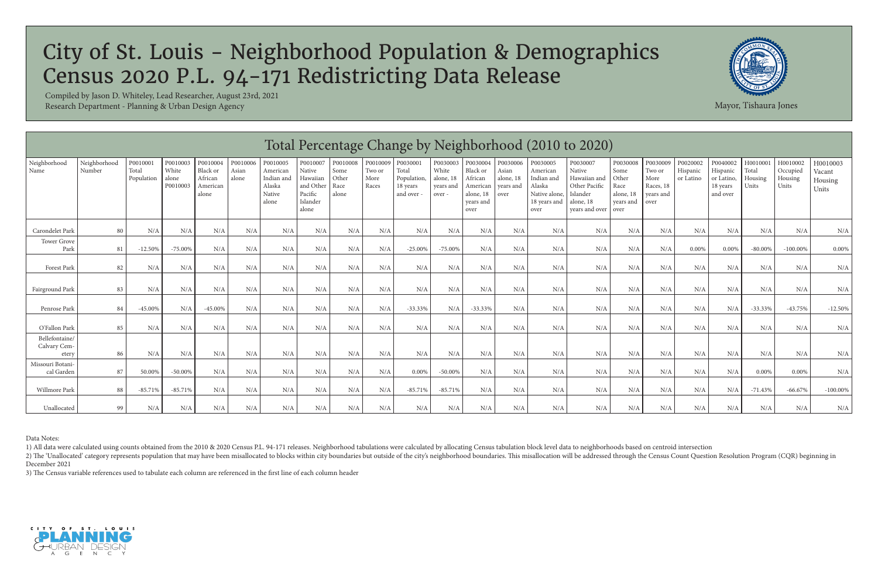# City of St. Louis - Neighborhood Population & Demographics Census 2020 P.L. 94-171 Redistricting Data Release

Compiled by Jason D. Whiteley, Lead Researcher, August 23rd, 2021
Research Department - Planning & Urban Design Agency

Mayor, Tishaura Jones

## Total Percentage Change by Neighborhood (2010 to 2020)

| Neighborhood Name | Neighborhood Number | P0010001 Total Population | P0010003 White alone P0010003 | P0010004 Black or African American alone | P0010006 Asian alone | P0010005 American Indian and Alaska Native alone | P0010007 Native Hawaiian and Other Pacific Islander alone | P0010008 Some Other Race alone | P0010009 Two or More Races | P0030001 Total Population, 18 years and over - | P0030003 White alone, 18 years and over - | P0030004 Black or African American alone, 18 years and over | P0030006 Asian alone, 18 years and over | P0030005 American Indian and Alaska Native alone, 18 years and over | P0030007 Native Hawaiian and Other Pacific Islander alone, 18 years and over | P0030008 Some Other Race alone, 18 years and over | P0030009 Two or More Races, 18 years and over | P0020002 Hispanic or Latino | P0040002 Hispanic or Latino, 18 years and over | H0010001 Total Housing Units | H0010002 Occupied Housing Units | H0010003 Vacant Housing Units |
|---|---|---|---|---|---|---|---|---|---|---|---|---|---|---|---|---|---|---|---|---|---|---|
| Carondelet Park | 80 | N/A | N/A | N/A | N/A | N/A | N/A | N/A | N/A | N/A | N/A | N/A | N/A | N/A | N/A | N/A | N/A | N/A | N/A | N/A | N/A | N/A |
| Tower Grove Park | 81 | -12.50% | -75.00% | N/A | N/A | N/A | N/A | N/A | N/A | -25.00% | -75.00% | N/A | N/A | N/A | N/A | N/A | N/A | 0.00% | 0.00% | -80.00% | -100.00% | 0.00% |
| Forest Park | 82 | N/A | N/A | N/A | N/A | N/A | N/A | N/A | N/A | N/A | N/A | N/A | N/A | N/A | N/A | N/A | N/A | N/A | N/A | N/A | N/A | N/A |
| Fairground Park | 83 | N/A | N/A | N/A | N/A | N/A | N/A | N/A | N/A | N/A | N/A | N/A | N/A | N/A | N/A | N/A | N/A | N/A | N/A | N/A | N/A | N/A |
| Penrose Park | 84 | -45.00% | N/A | -45.00% | N/A | N/A | N/A | N/A | N/A | -33.33% | N/A | -33.33% | N/A | N/A | N/A | N/A | N/A | N/A | N/A | -33.33% | -43.75% | -12.50% |
| O'Fallon Park | 85 | N/A | N/A | N/A | N/A | N/A | N/A | N/A | N/A | N/A | N/A | N/A | N/A | N/A | N/A | N/A | N/A | N/A | N/A | N/A | N/A | N/A |
| Bellefontaine/ Calvary Cemetery | 86 | N/A | N/A | N/A | N/A | N/A | N/A | N/A | N/A | N/A | N/A | N/A | N/A | N/A | N/A | N/A | N/A | N/A | N/A | N/A | N/A | N/A |
| Missouri Botanical Garden | 87 | 50.00% | -50.00% | N/A | N/A | N/A | N/A | N/A | N/A | 0.00% | -50.00% | N/A | N/A | N/A | N/A | N/A | N/A | N/A | N/A | 0.00% | 0.00% | N/A |
| Willmore Park | 88 | -85.71% | -85.71% | N/A | N/A | N/A | N/A | N/A | N/A | -85.71% | -85.71% | N/A | N/A | N/A | N/A | N/A | N/A | N/A | N/A | -71.43% | -66.67% | -100.00% |
| Unallocated | 99 | N/A | N/A | N/A | N/A | N/A | N/A | N/A | N/A | N/A | N/A | N/A | N/A | N/A | N/A | N/A | N/A | N/A | N/A | N/A | N/A | N/A |

Data Notes:

1) All data were calculated using counts obtained from the 2010 & 2020 Census P.L. 94-171 releases. Neighborhood tabulations were calculated by allocating Census tabulation block level data to neighborhoods based on centroid intersection

2) The 'Unallocated' category represents population that may have been misallocated to blocks within city boundaries but outside of the city's neighborhood boundaries. This misallocation will be addressed through the Census Count Question Resolution Program (CQR) beginning in December 2021

3) The Census variable references used to tabulate each column are referenced in the first line of each column header